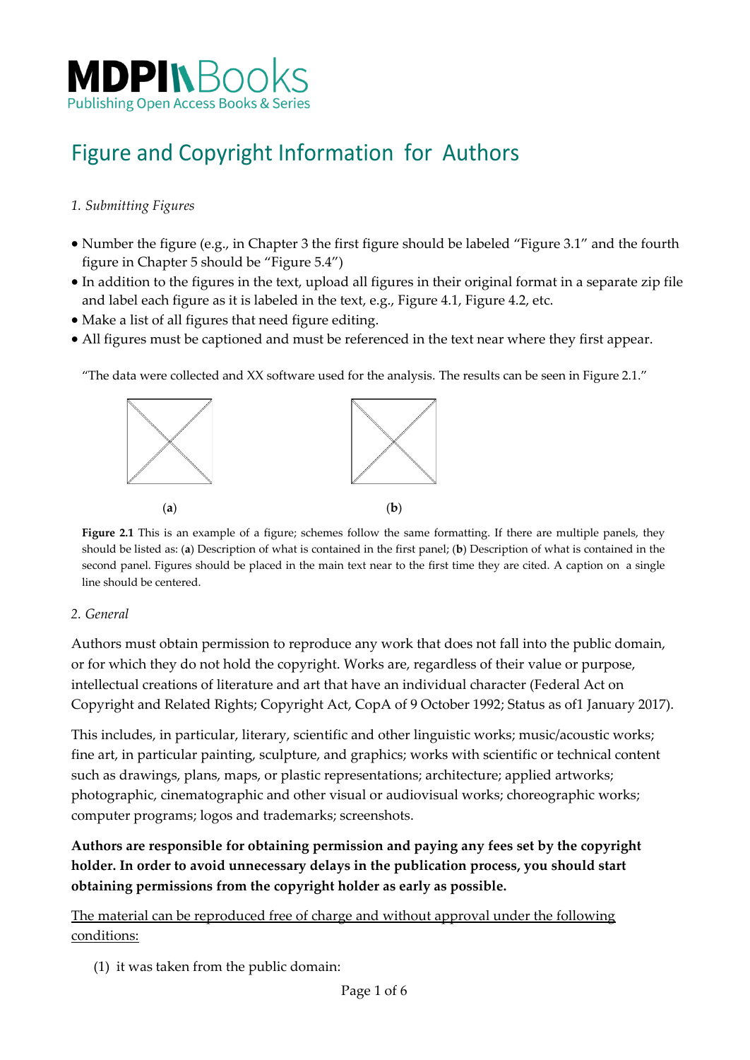MDPI Books
Publishing Open Access Books & Series

# Figure and Copyright Information for Authors

*1. Submitting Figures*

- Number the figure (e.g., in Chapter 3 the first figure should be labeled "Figure 3.1" and the fourth figure in Chapter 5 should be "Figure 5.4")
- In addition to the figures in the text, upload all figures in their original format in a separate zip file and label each figure as it is labeled in the text, e.g., Figure 4.1, Figure 4.2, etc.
- Make a list of all figures that need figure editing.
- All figures must be captioned and must be referenced in the text near where they first appear.

"The data were collected and XX software used for the analysis. The results can be seen in Figure 2.1."

(**a**) (**b**)

**Figure 2.1** This is an example of a figure; schemes follow the same formatting. If there are multiple panels, they should be listed as: (**a**) Description of what is contained in the first panel; (**b**) Description of what is contained in the second panel. Figures should be placed in the main text near to the first time they are cited. A caption on a single line should be centered.

*2. General*

Authors must obtain permission to reproduce any work that does not fall into the public domain, or for which they do not hold the copyright. Works are, regardless of their value or purpose, intellectual creations of literature and art that have an individual character (Federal Act on Copyright and Related Rights; Copyright Act, CopA of 9 October 1992; Status as of1 January 2017).

This includes, in particular, literary, scientific and other linguistic works; music/acoustic works; fine art, in particular painting, sculpture, and graphics; works with scientific or technical content such as drawings, plans, maps, or plastic representations; architecture; applied artworks; photographic, cinematographic and other visual or audiovisual works; choreographic works; computer programs; logos and trademarks; screenshots.

**Authors are responsible for obtaining permission and paying any fees set by the copyright holder. In order to avoid unnecessary delays in the publication process, you should start obtaining permissions from the copyright holder as early as possible.**

<u>The material can be reproduced free of charge and without approval under the following conditions:</u>

(1) it was taken from the public domain: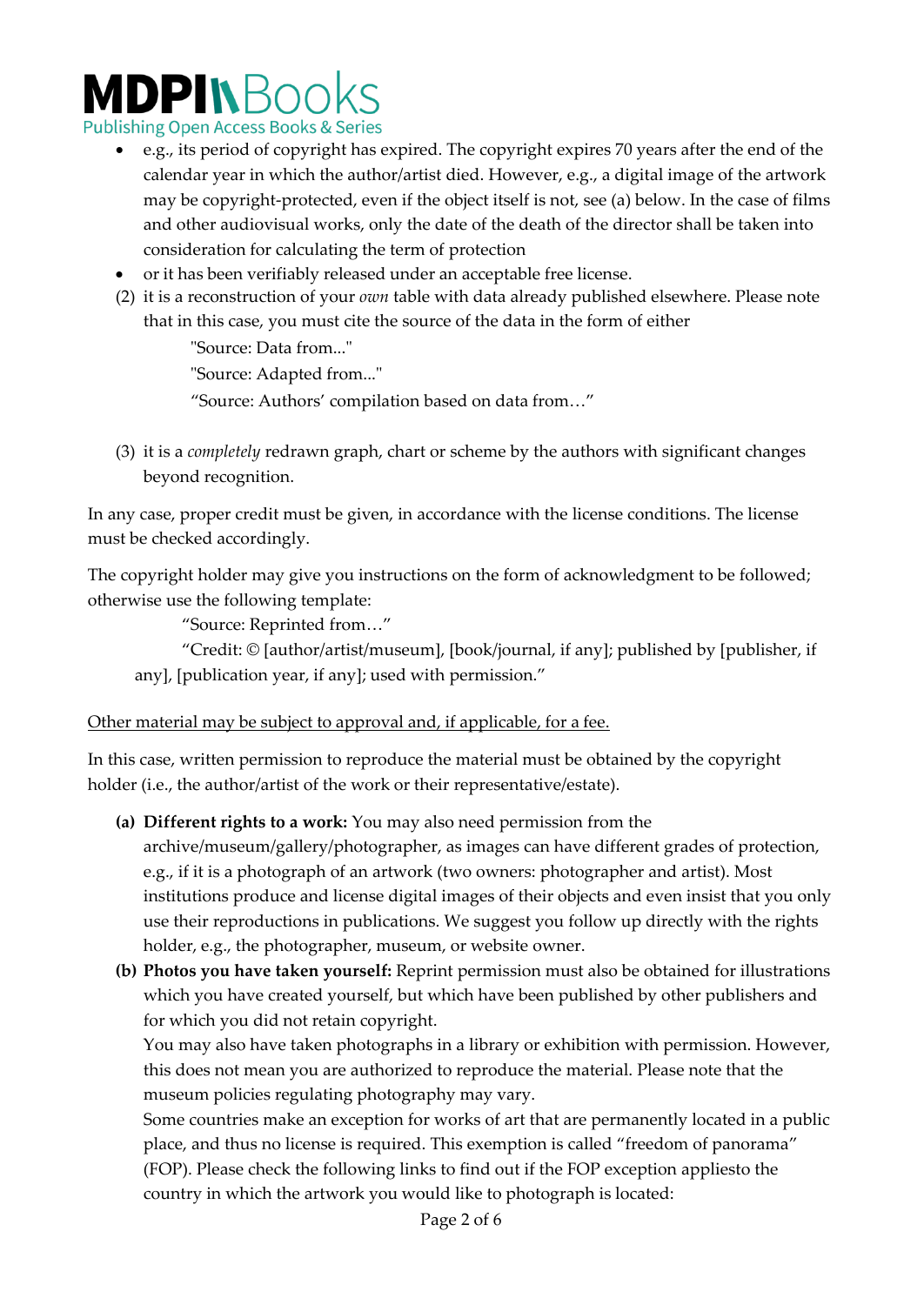- e.g., its period of copyright has expired. The copyright expires 70 years after the end of the calendar year in which the author/artist died. However, e.g., a digital image of the artwork may be copyright-protected, even if the object itself is not, see (a) below. In the case of films and other audiovisual works, only the date of the death of the director shall be taken into consideration for calculating the term of protection
- or it has been verifiably released under an acceptable free license.

(2) it is a reconstruction of your *own* table with data already published elsewhere. Please note that in this case, you must cite the source of the data in the form of either

"Source: Data from..."

"Source: Adapted from..."

"Source: Authors' compilation based on data from…"

(3) it is a *completely* redrawn graph, chart or scheme by the authors with significant changes beyond recognition.

In any case, proper credit must be given, in accordance with the license conditions. The license must be checked accordingly.

The copyright holder may give you instructions on the form of acknowledgment to be followed; otherwise use the following template:

"Source: Reprinted from…"

"Credit: © [author/artist/museum], [book/journal, if any]; published by [publisher, if any], [publication year, if any]; used with permission."

<u>Other material may be subject to approval and, if applicable, for a fee.</u>

In this case, written permission to reproduce the material must be obtained by the copyright holder (i.e., the author/artist of the work or their representative/estate).

**(a) Different rights to a work:** You may also need permission from the archive/museum/gallery/photographer, as images can have different grades of protection, e.g., if it is a photograph of an artwork (two owners: photographer and artist). Most institutions produce and license digital images of their objects and even insist that you only use their reproductions in publications. We suggest you follow up directly with the rights holder, e.g., the photographer, museum, or website owner.

**(b) Photos you have taken yourself:** Reprint permission must also be obtained for illustrations which you have created yourself, but which have been published by other publishers and for which you did not retain copyright.

You may also have taken photographs in a library or exhibition with permission. However, this does not mean you are authorized to reproduce the material. Please note that the museum policies regulating photography may vary.

Some countries make an exception for works of art that are permanently located in a public place, and thus no license is required. This exemption is called "freedom of panorama" (FOP). Please check the following links to find out if the FOP exception appliesto the country in which the artwork you would like to photograph is located: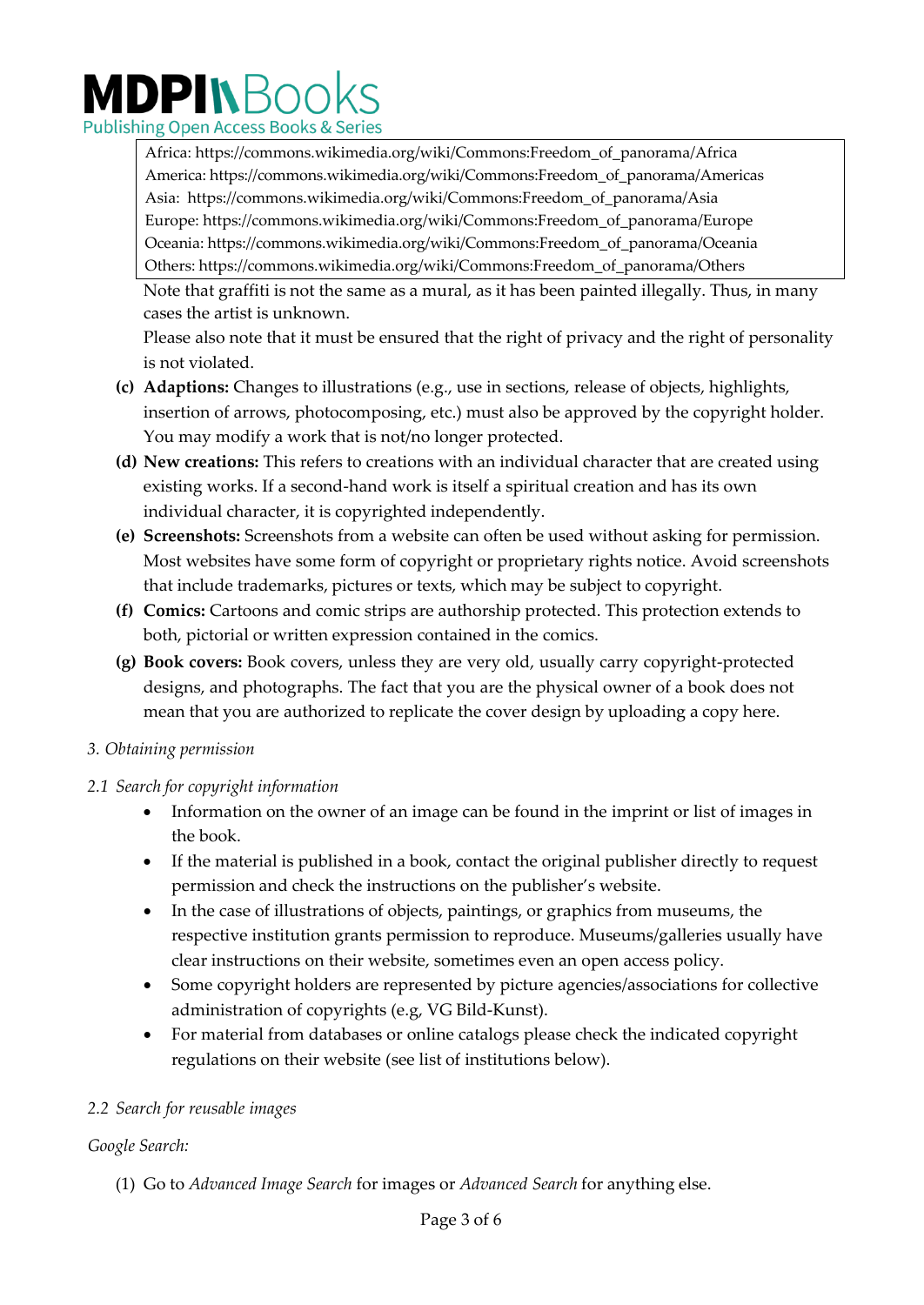Africa: https://commons.wikimedia.org/wiki/Commons:Freedom_of_panorama/Africa
America: https://commons.wikimedia.org/wiki/Commons:Freedom_of_panorama/Americas
Asia: https://commons.wikimedia.org/wiki/Commons:Freedom_of_panorama/Asia
Europe: https://commons.wikimedia.org/wiki/Commons:Freedom_of_panorama/Europe
Oceania: https://commons.wikimedia.org/wiki/Commons:Freedom_of_panorama/Oceania
Others: https://commons.wikimedia.org/wiki/Commons:Freedom_of_panorama/Others

Note that graffiti is not the same as a mural, as it has been painted illegally. Thus, in many cases the artist is unknown.

Please also note that it must be ensured that the right of privacy and the right of personality is not violated.

**(c) Adaptions:** Changes to illustrations (e.g., use in sections, release of objects, highlights, insertion of arrows, photocomposing, etc.) must also be approved by the copyright holder. You may modify a work that is not/no longer protected.

**(d) New creations:** This refers to creations with an individual character that are created using existing works. If a second-hand work is itself a spiritual creation and has its own individual character, it is copyrighted independently.

**(e) Screenshots:** Screenshots from a website can often be used without asking for permission. Most websites have some form of copyright or proprietary rights notice. Avoid screenshots that include trademarks, pictures or texts, which may be subject to copyright.

**(f) Comics:** Cartoons and comic strips are authorship protected. This protection extends to both, pictorial or written expression contained in the comics.

**(g) Book covers:** Book covers, unless they are very old, usually carry copyright-protected designs, and photographs. The fact that you are the physical owner of a book does not mean that you are authorized to replicate the cover design by uploading a copy here.

*3. Obtaining permission*

*2.1 Search for copyright information*

- Information on the owner of an image can be found in the imprint or list of images in the book.
- If the material is published in a book, contact the original publisher directly to request permission and check the instructions on the publisher's website.
- In the case of illustrations of objects, paintings, or graphics from museums, the respective institution grants permission to reproduce. Museums/galleries usually have clear instructions on their website, sometimes even an open access policy.
- Some copyright holders are represented by picture agencies/associations for collective administration of copyrights (e.g, VG Bild-Kunst).
- For material from databases or online catalogs please check the indicated copyright regulations on their website (see list of institutions below).

*2.2 Search for reusable images*

*Google Search:*

(1) Go to *Advanced Image Search* for images or *Advanced Search* for anything else.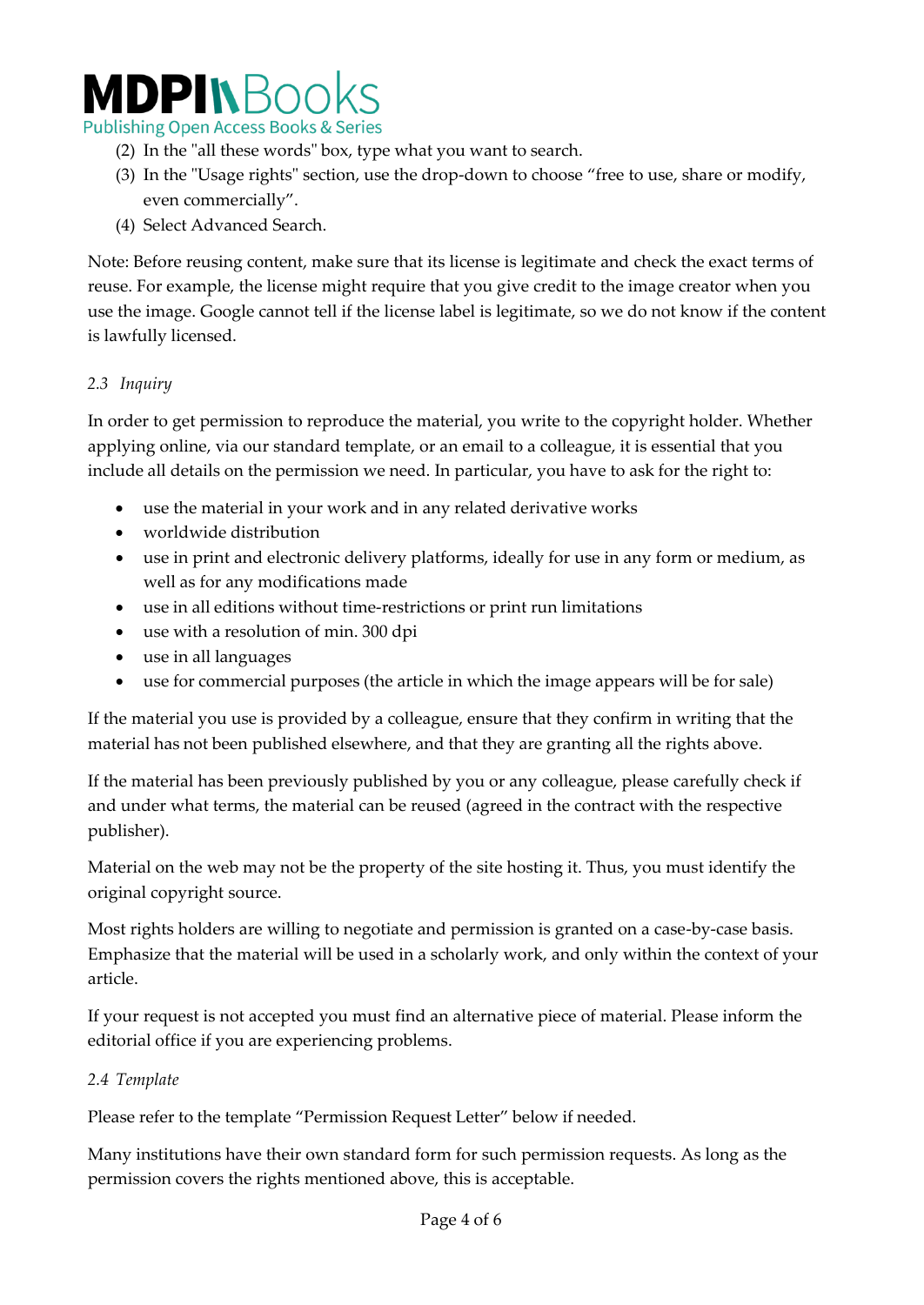(2) In the "all these words" box, type what you want to search.
(3) In the "Usage rights" section, use the drop-down to choose “free to use, share or modify, even commercially”.
(4) Select Advanced Search.

Note: Before reusing content, make sure that its license is legitimate and check the exact terms of reuse. For example, the license might require that you give credit to the image creator when you use the image. Google cannot tell if the license label is legitimate, so we do not know if the content is lawfully licensed.

### 2.3 *Inquiry*

In order to get permission to reproduce the material, you write to the copyright holder. Whether applying online, via our standard template, or an email to a colleague, it is essential that you include all details on the permission we need. In particular, you have to ask for the right to:

- use the material in your work and in any related derivative works
- worldwide distribution
- use in print and electronic delivery platforms, ideally for use in any form or medium, as well as for any modifications made
- use in all editions without time-restrictions or print run limitations
- use with a resolution of min. 300 dpi
- use in all languages
- use for commercial purposes (the article in which the image appears will be for sale)

If the material you use is provided by a colleague, ensure that they confirm in writing that the material has not been published elsewhere, and that they are granting all the rights above.

If the material has been previously published by you or any colleague, please carefully check if and under what terms, the material can be reused (agreed in the contract with the respective publisher).

Material on the web may not be the property of the site hosting it. Thus, you must identify the original copyright source.

Most rights holders are willing to negotiate and permission is granted on a case-by-case basis. Emphasize that the material will be used in a scholarly work, and only within the context of your article.

If your request is not accepted you must find an alternative piece of material. Please inform the editorial office if you are experiencing problems.

### 2.4 *Template*

Please refer to the template “Permission Request Letter” below if needed.

Many institutions have their own standard form for such permission requests. As long as the permission covers the rights mentioned above, this is acceptable.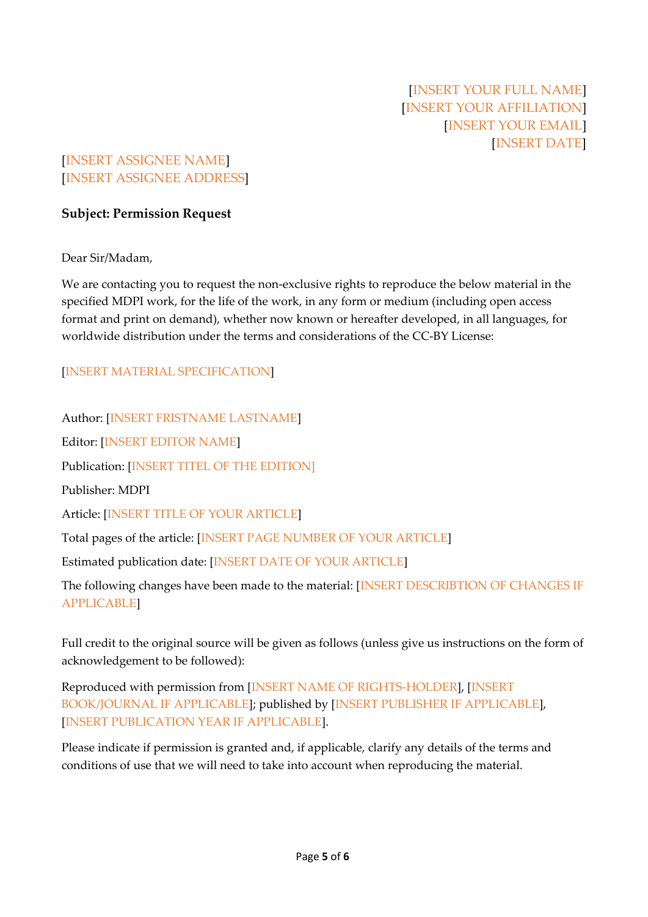[INSERT YOUR FULL NAME]
[INSERT YOUR AFFILIATION]
[INSERT YOUR EMAIL]
[INSERT DATE]

[INSERT ASSIGNEE NAME]
[INSERT ASSIGNEE ADDRESS]

**Subject: Permission Request**

Dear Sir/Madam,

We are contacting you to request the non-exclusive rights to reproduce the below material in the specified MDPI work, for the life of the work, in any form or medium (including open access format and print on demand), whether now known or hereafter developed, in all languages, for worldwide distribution under the terms and considerations of the CC-BY License:

[INSERT MATERIAL SPECIFICATION]

Author: [INSERT FRISTNAME LASTNAME]

Editor: [INSERT EDITOR NAME]

Publication: [INSERT TITEL OF THE EDITION]

Publisher: MDPI

Article: [INSERT TITLE OF YOUR ARTICLE]

Total pages of the article: [INSERT PAGE NUMBER OF YOUR ARTICLE]

Estimated publication date: [INSERT DATE OF YOUR ARTICLE]

The following changes have been made to the material: [INSERT DESCRIBTION OF CHANGES IF APPLICABLE]

Full credit to the original source will be given as follows (unless give us instructions on the form of acknowledgement to be followed):

Reproduced with permission from [INSERT NAME OF RIGHTS-HOLDER], [INSERT BOOK/JOURNAL IF APPLICABLE]; published by [INSERT PUBLISHER IF APPLICABLE], [INSERT PUBLICATION YEAR IF APPLICABLE].

Please indicate if permission is granted and, if applicable, clarify any details of the terms and conditions of use that we will need to take into account when reproducing the material.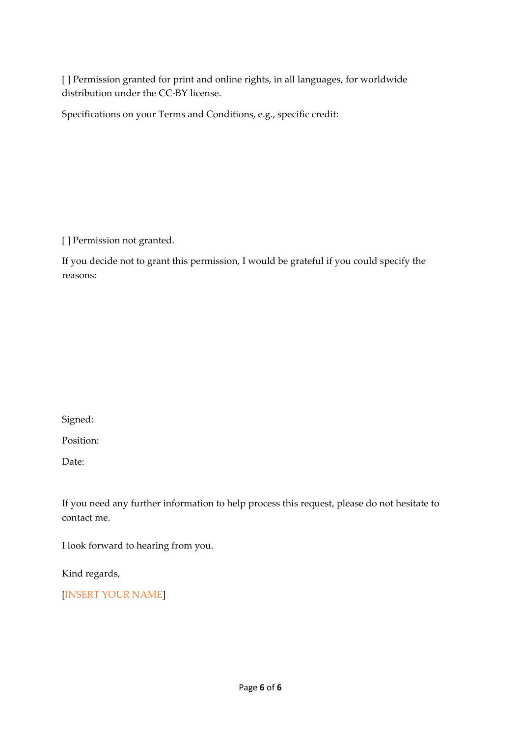[ ] Permission granted for print and online rights, in all languages, for worldwide distribution under the CC-BY license.

Specifications on your Terms and Conditions, e.g., specific credit:

[ ] Permission not granted.

If you decide not to grant this permission, I would be grateful if you could specify the reasons:

Signed:

Position:

Date:

If you need any further information to help process this request, please do not hesitate to contact me.

I look forward to hearing from you.

Kind regards,

[INSERT YOUR NAME]